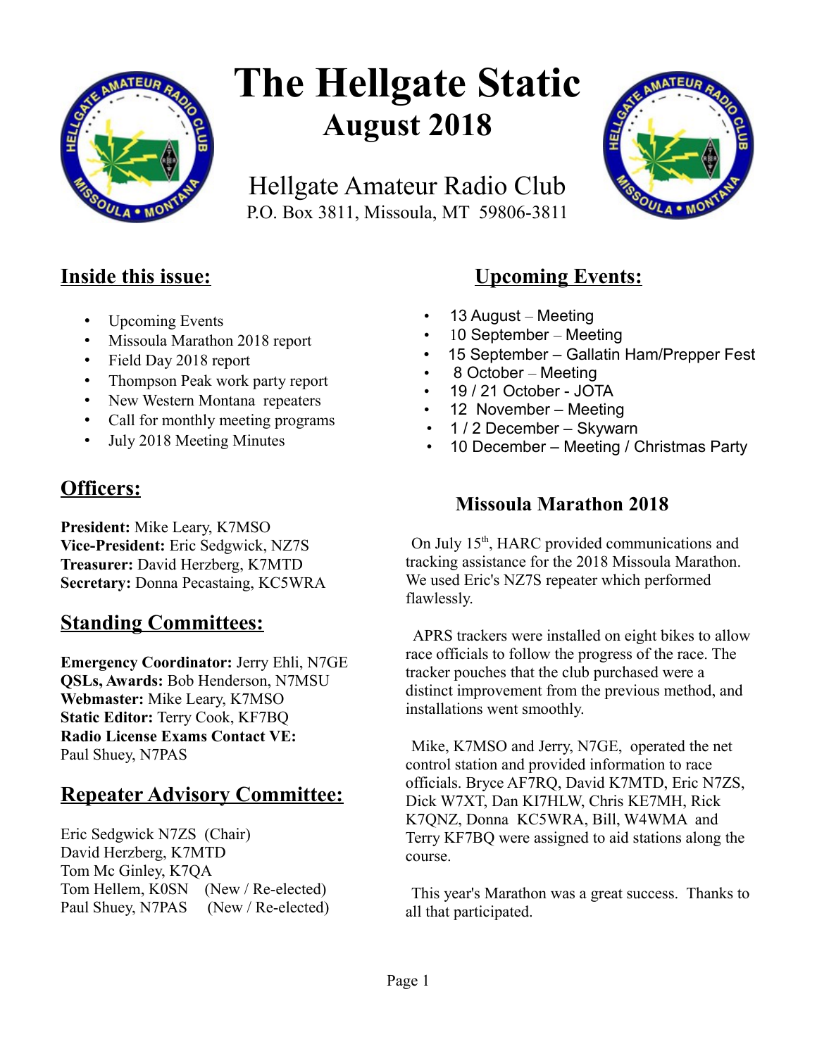# The Hellgate Static

## August 2018

Hellgate Amateur Radio Club
P.O. Box 3811, Missoula, MT 59806-3811

## Inside this issue:

- Upcoming Events
- Missoula Marathon 2018 report
- Field Day 2018 report
- Thompson Peak work party report
- New Western Montana repeaters
- Call for monthly meeting programs
- July 2018 Meeting Minutes

## Officers:

**President:** Mike Leary, K7MSO
**Vice-President:** Eric Sedgwick, NZ7S
**Treasurer:** David Herzberg, K7MTD
**Secretary:** Donna Pecastaing, KC5WRA

## Standing Committees:

**Emergency Coordinator:** Jerry Ehli, N7GE
**QSLs, Awards:** Bob Henderson, N7MSU
**Webmaster:** Mike Leary, K7MSO
**Static Editor:** Terry Cook, KF7BQ
**Radio License Exams Contact VE:** Paul Shuey, N7PAS

## Repeater Advisory Committee:

Eric Sedgwick N7ZS (Chair)
David Herzberg, K7MTD
Tom Mc Ginley, K7QA
Tom Hellem, K0SN (New / Re-elected)
Paul Shuey, N7PAS (New / Re-elected)

## Upcoming Events:

- 13 August – Meeting
- 10 September – Meeting
- 15 September – Gallatin Ham/Prepper Fest
- 8 October – Meeting
- 19 / 21 October - JOTA
- 12 November – Meeting
- 1 / 2 December – Skywarn
- 10 December – Meeting / Christmas Party

### Missoula Marathon 2018

On July 15th, HARC provided communications and tracking assistance for the 2018 Missoula Marathon. We used Eric's NZ7S repeater which performed flawlessly.

APRS trackers were installed on eight bikes to allow race officials to follow the progress of the race. The tracker pouches that the club purchased were a distinct improvement from the previous method, and installations went smoothly.

Mike, K7MSO and Jerry, N7GE, operated the net control station and provided information to race officials. Bryce AF7RQ, David K7MTD, Eric N7ZS, Dick W7XT, Dan KI7HLW, Chris KE7MH, Rick K7QNZ, Donna KC5WRA, Bill, W4WMA and Terry KF7BQ were assigned to aid stations along the course.

This year's Marathon was a great success. Thanks to all that participated.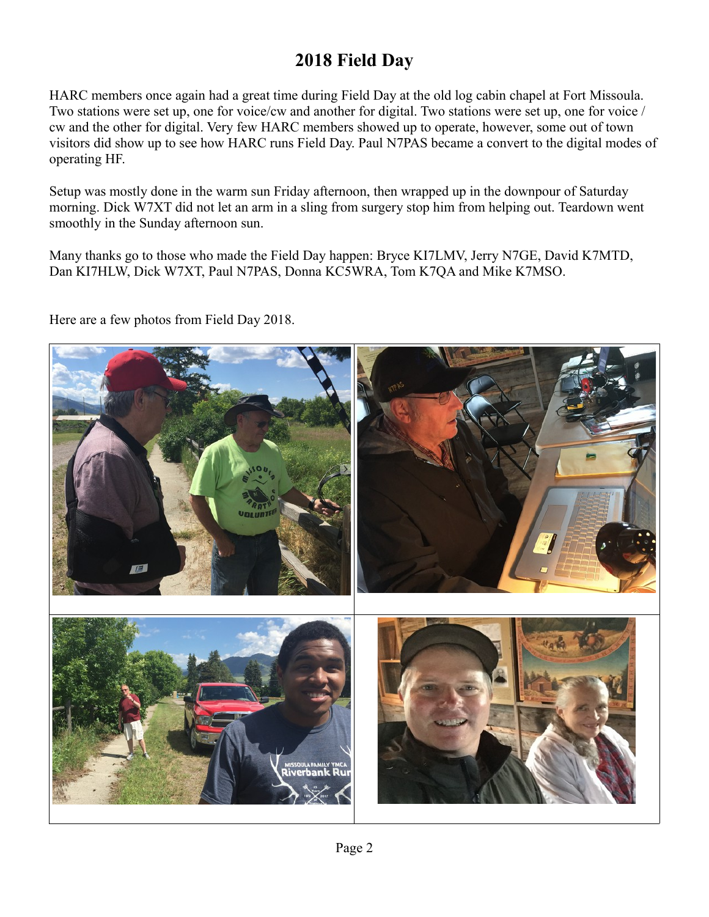# 2018 Field Day

HARC members once again had a great time during Field Day at the old log cabin chapel at Fort Missoula. Two stations were set up, one for voice/cw and another for digital. Two stations were set up, one for voice / cw and the other for digital. Very few HARC members showed up to operate, however, some out of town visitors did show up to see how HARC runs Field Day. Paul N7PAS became a convert to the digital modes of operating HF.

Setup was mostly done in the warm sun Friday afternoon, then wrapped up in the downpour of Saturday morning. Dick W7XT did not let an arm in a sling from surgery stop him from helping out. Teardown went smoothly in the Sunday afternoon sun.

Many thanks go to those who made the Field Day happen: Bryce KI7LMV, Jerry N7GE, David K7MTD, Dan KI7HLW, Dick W7XT, Paul N7PAS, Donna KC5WRA, Tom K7QA and Mike K7MSO.

Here are a few photos from Field Day 2018.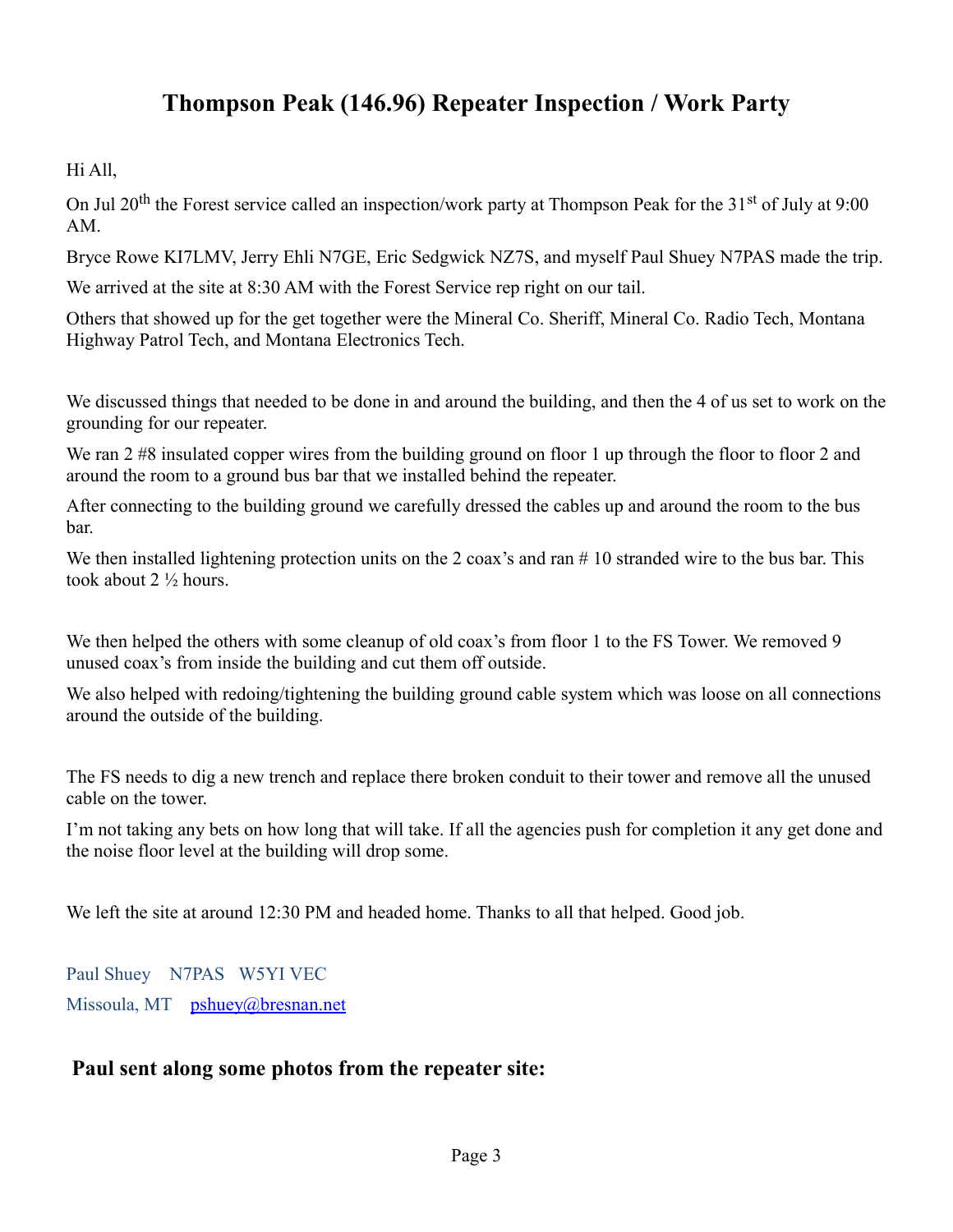# Thompson Peak (146.96) Repeater Inspection / Work Party

Hi All,

On Jul 20th the Forest service called an inspection/work party at Thompson Peak for the 31st of July at 9:00 AM.

Bryce Rowe KI7LMV, Jerry Ehli N7GE, Eric Sedgwick NZ7S, and myself Paul Shuey N7PAS made the trip.

We arrived at the site at 8:30 AM with the Forest Service rep right on our tail.

Others that showed up for the get together were the Mineral Co. Sheriff, Mineral Co. Radio Tech, Montana Highway Patrol Tech, and Montana Electronics Tech.

We discussed things that needed to be done in and around the building, and then the 4 of us set to work on the grounding for our repeater.

We ran 2 #8 insulated copper wires from the building ground on floor 1 up through the floor to floor 2 and around the room to a ground bus bar that we installed behind the repeater.

After connecting to the building ground we carefully dressed the cables up and around the room to the bus bar.

We then installed lightening protection units on the 2 coax's and ran # 10 stranded wire to the bus bar. This took about 2 ½ hours.

We then helped the others with some cleanup of old coax's from floor 1 to the FS Tower. We removed 9 unused coax's from inside the building and cut them off outside.

We also helped with redoing/tightening the building ground cable system which was loose on all connections around the outside of the building.

The FS needs to dig a new trench and replace there broken conduit to their tower and remove all the unused cable on the tower.

I'm not taking any bets on how long that will take. If all the agencies push for completion it any get done and the noise floor level at the building will drop some.

We left the site at around 12:30 PM and headed home. Thanks to all that helped. Good job.

Paul Shuey N7PAS W5YI VEC

Missoula, MT pshuey@bresnan.net

**Paul sent along some photos from the repeater site:**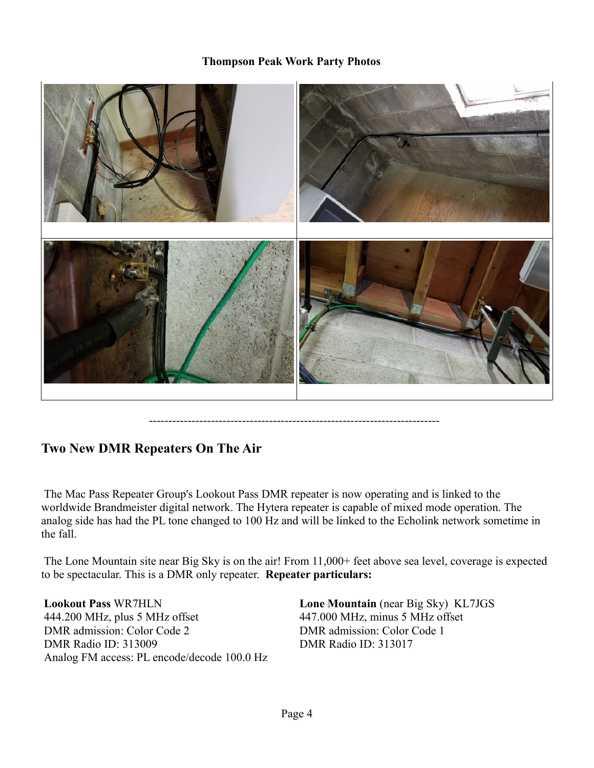**Thompson Peak Work Party Photos**

---------------------------------------------------------------------------

## Two New DMR Repeaters On The Air

The Mac Pass Repeater Group's Lookout Pass DMR repeater is now operating and is linked to the worldwide Brandmeister digital network. The Hytera repeater is capable of mixed mode operation. The analog side has had the PL tone changed to 100 Hz and will be linked to the Echolink network sometime in the fall.

The Lone Mountain site near Big Sky is on the air! From 11,000+ feet above sea level, coverage is expected to be spectacular. This is a DMR only repeater. **Repeater particulars:**

**Lookout Pass** WR7HLN
444.200 MHz, plus 5 MHz offset
DMR admission: Color Code 2
DMR Radio ID: 313009
Analog FM access: PL encode/decode 100.0 Hz

**Lone Mountain** (near Big Sky) KL7JGS
447.000 MHz, minus 5 MHz offset
DMR admission: Color Code 1
DMR Radio ID: 313017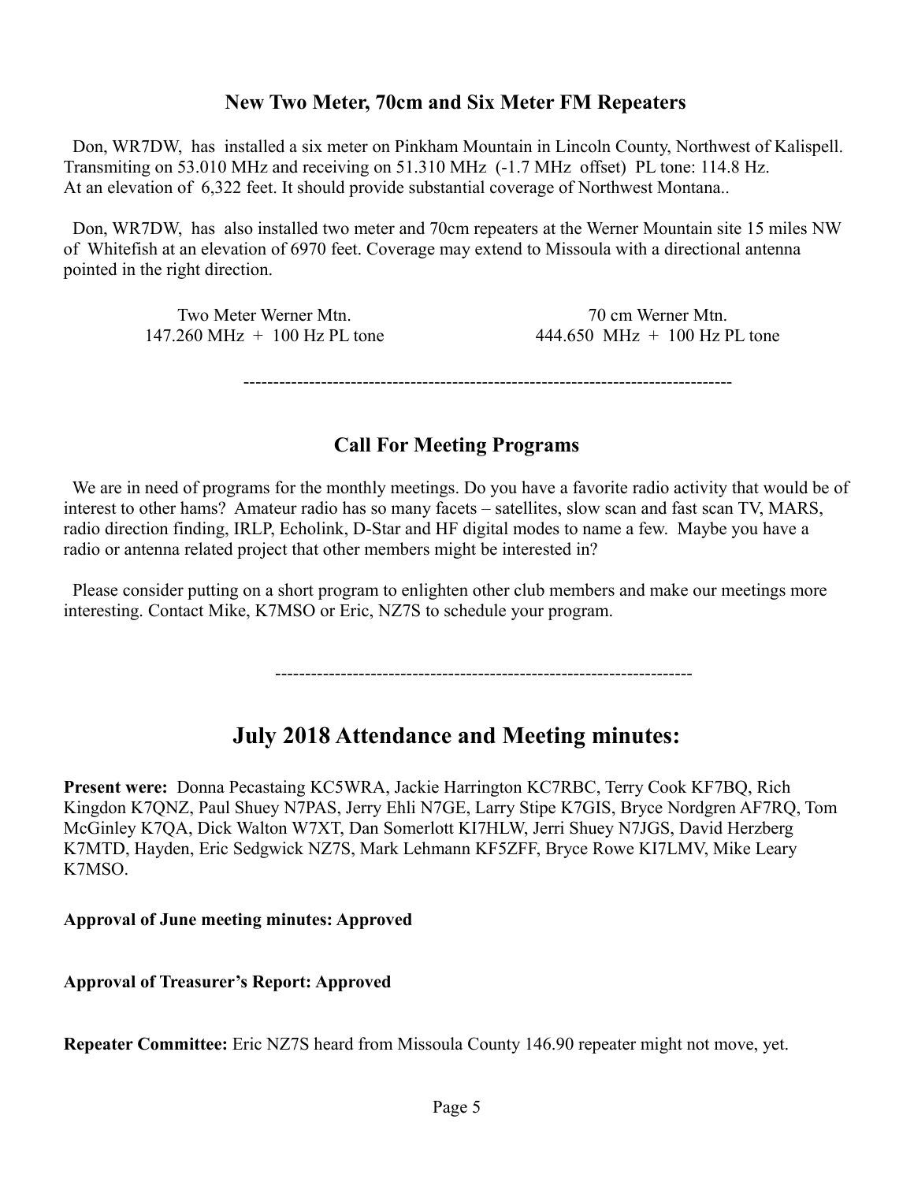## New Two Meter, 70cm and Six Meter FM Repeaters

Don, WR7DW, has installed a six meter on Pinkham Mountain in Lincoln County, Northwest of Kalispell. Transmiting on 53.010 MHz and receiving on 51.310 MHz (-1.7 MHz offset) PL tone: 114.8 Hz. At an elevation of 6,322 feet. It should provide substantial coverage of Northwest Montana..

Don, WR7DW, has also installed two meter and 70cm repeaters at the Werner Mountain site 15 miles NW of Whitefish at an elevation of 6970 feet. Coverage may extend to Missoula with a directional antenna pointed in the right direction.

| Two Meter Werner Mtn. | 70 cm Werner Mtn. |
| --- | --- |
| 147.260 MHz + 100 Hz PL tone | 444.650 MHz + 100 Hz PL tone |

---

## Call For Meeting Programs

We are in need of programs for the monthly meetings. Do you have a favorite radio activity that would be of interest to other hams? Amateur radio has so many facets – satellites, slow scan and fast scan TV, MARS, radio direction finding, IRLP, Echolink, D-Star and HF digital modes to name a few. Maybe you have a radio or antenna related project that other members might be interested in?

Please consider putting on a short program to enlighten other club members and make our meetings more interesting. Contact Mike, K7MSO or Eric, NZ7S to schedule your program.

---

## July 2018 Attendance and Meeting minutes:

**Present were:** Donna Pecastaing KC5WRA, Jackie Harrington KC7RBC, Terry Cook KF7BQ, Rich Kingdon K7QNZ, Paul Shuey N7PAS, Jerry Ehli N7GE, Larry Stipe K7GIS, Bryce Nordgren AF7RQ, Tom McGinley K7QA, Dick Walton W7XT, Dan Somerlott KI7HLW, Jerri Shuey N7JGS, David Herzberg K7MTD, Hayden, Eric Sedgwick NZ7S, Mark Lehmann KF5ZFF, Bryce Rowe KI7LMV, Mike Leary K7MSO.

**Approval of June meeting minutes: Approved**

**Approval of Treasurer's Report: Approved**

**Repeater Committee:** Eric NZ7S heard from Missoula County 146.90 repeater might not move, yet.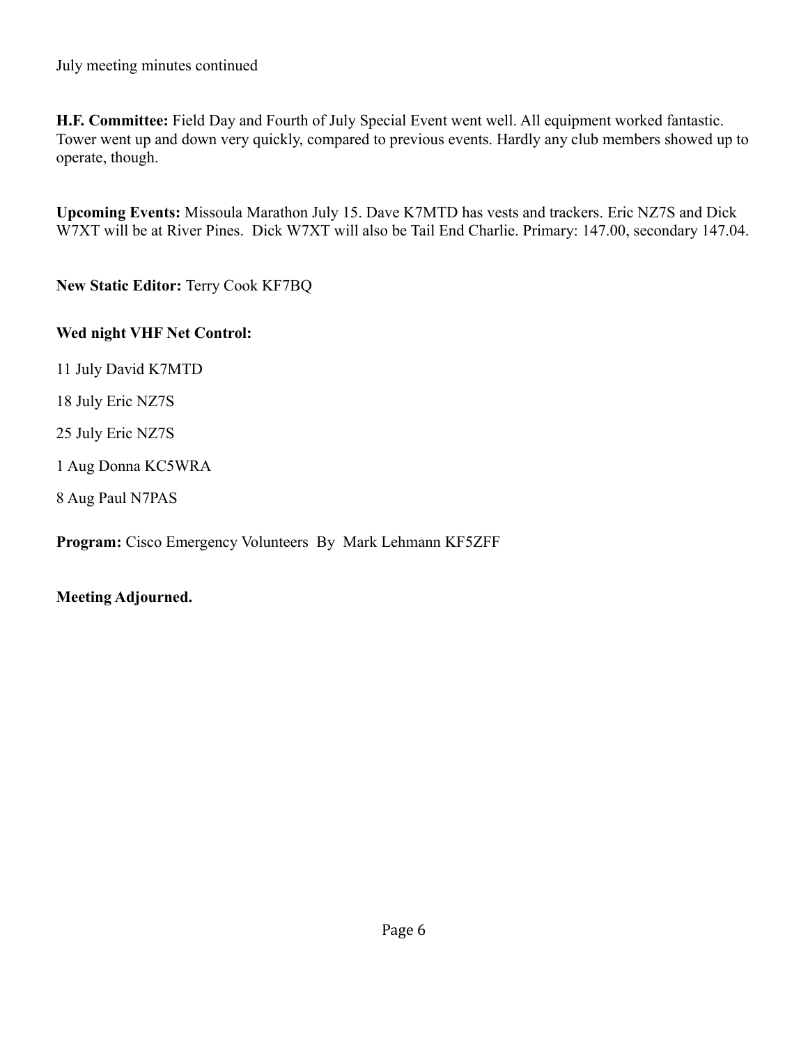July meeting minutes continued

**H.F. Committee:** Field Day and Fourth of July Special Event went well. All equipment worked fantastic. Tower went up and down very quickly, compared to previous events. Hardly any club members showed up to operate, though.

**Upcoming Events:** Missoula Marathon July 15. Dave K7MTD has vests and trackers. Eric NZ7S and Dick W7XT will be at River Pines. Dick W7XT will also be Tail End Charlie. Primary: 147.00, secondary 147.04.

**New Static Editor:** Terry Cook KF7BQ

**Wed night VHF Net Control:**

11 July David K7MTD

18 July Eric NZ7S

25 July Eric NZ7S

1 Aug Donna KC5WRA

8 Aug Paul N7PAS

**Program:** Cisco Emergency Volunteers By Mark Lehmann KF5ZFF

**Meeting Adjourned.**